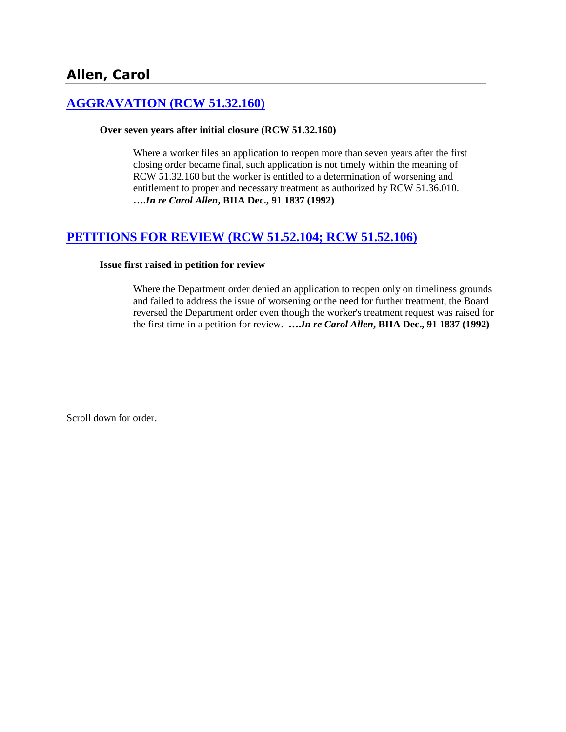# Allen, Carol

## [AGGRAVATION (RCW 51.32.160)]

**Over seven years after initial closure (RCW 51.32.160)**

> Where a worker files an application to reopen more than seven years after the first closing order became final, such application is not timely within the meaning of RCW 51.32.160 but the worker is entitled to a determination of worsening and entitlement to proper and necessary treatment as authorized by RCW 51.36.010. ***….In re Carol Allen*, BIIA Dec., 91 1837 (1992)**

## [PETITIONS FOR REVIEW (RCW 51.52.104; RCW 51.52.106)]

**Issue first raised in petition for review**

> Where the Department order denied an application to reopen only on timeliness grounds and failed to address the issue of worsening or the need for further treatment, the Board reversed the Department order even though the worker's treatment request was raised for the first time in a petition for review. ***….In re Carol Allen*, BIIA Dec., 91 1837 (1992)**

Scroll down for order.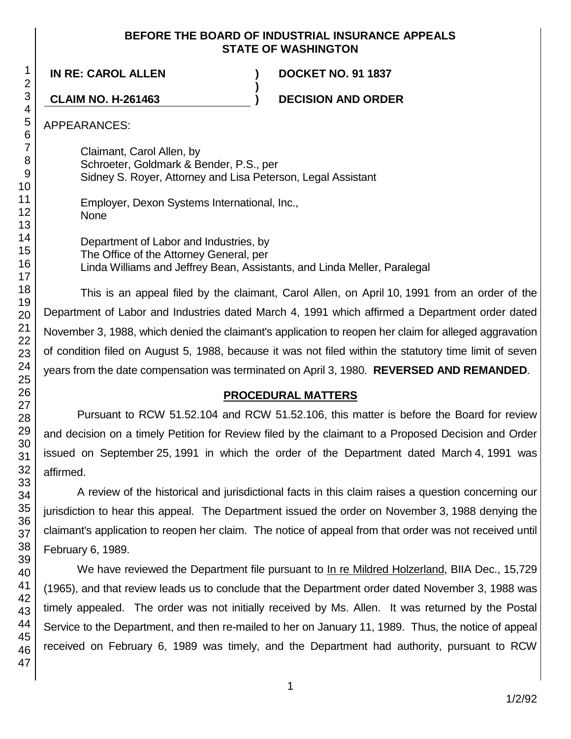**BEFORE THE BOARD OF INDUSTRIAL INSURANCE APPEALS**
**STATE OF WASHINGTON**

| | | |
|---|---|---|
| **IN RE: CAROL ALLEN** | **)** | **DOCKET NO. 91 1837** |
| | **)** | |
| **CLAIM NO. H-261463** | **)** | **DECISION AND ORDER** |

APPEARANCES:

Claimant, Carol Allen, by
Schroeter, Goldmark & Bender, P.S., per
Sidney S. Royer, Attorney and Lisa Peterson, Legal Assistant

Employer, Dexon Systems International, Inc.,
None

Department of Labor and Industries, by
The Office of the Attorney General, per
Linda Williams and Jeffrey Bean, Assistants, and Linda Meller, Paralegal

This is an appeal filed by the claimant, Carol Allen, on April 10, 1991 from an order of the Department of Labor and Industries dated March 4, 1991 which affirmed a Department order dated November 3, 1988, which denied the claimant's application to reopen her claim for alleged aggravation of condition filed on August 5, 1988, because it was not filed within the statutory time limit of seven years from the date compensation was terminated on April 3, 1980. **REVERSED AND REMANDED**.

## PROCEDURAL MATTERS

Pursuant to RCW 51.52.104 and RCW 51.52.106, this matter is before the Board for review and decision on a timely Petition for Review filed by the claimant to a Proposed Decision and Order issued on September 25, 1991 in which the order of the Department dated March 4, 1991 was affirmed.

A review of the historical and jurisdictional facts in this claim raises a question concerning our jurisdiction to hear this appeal. The Department issued the order on November 3, 1988 denying the claimant's application to reopen her claim. The notice of appeal from that order was not received until February 6, 1989.

We have reviewed the Department file pursuant to In re Mildred Holzerland, BIIA Dec., 15,729 (1965), and that review leads us to conclude that the Department order dated November 3, 1988 was timely appealed. The order was not initially received by Ms. Allen. It was returned by the Postal Service to the Department, and then re-mailed to her on January 11, 1989. Thus, the notice of appeal received on February 6, 1989 was timely, and the Department had authority, pursuant to RCW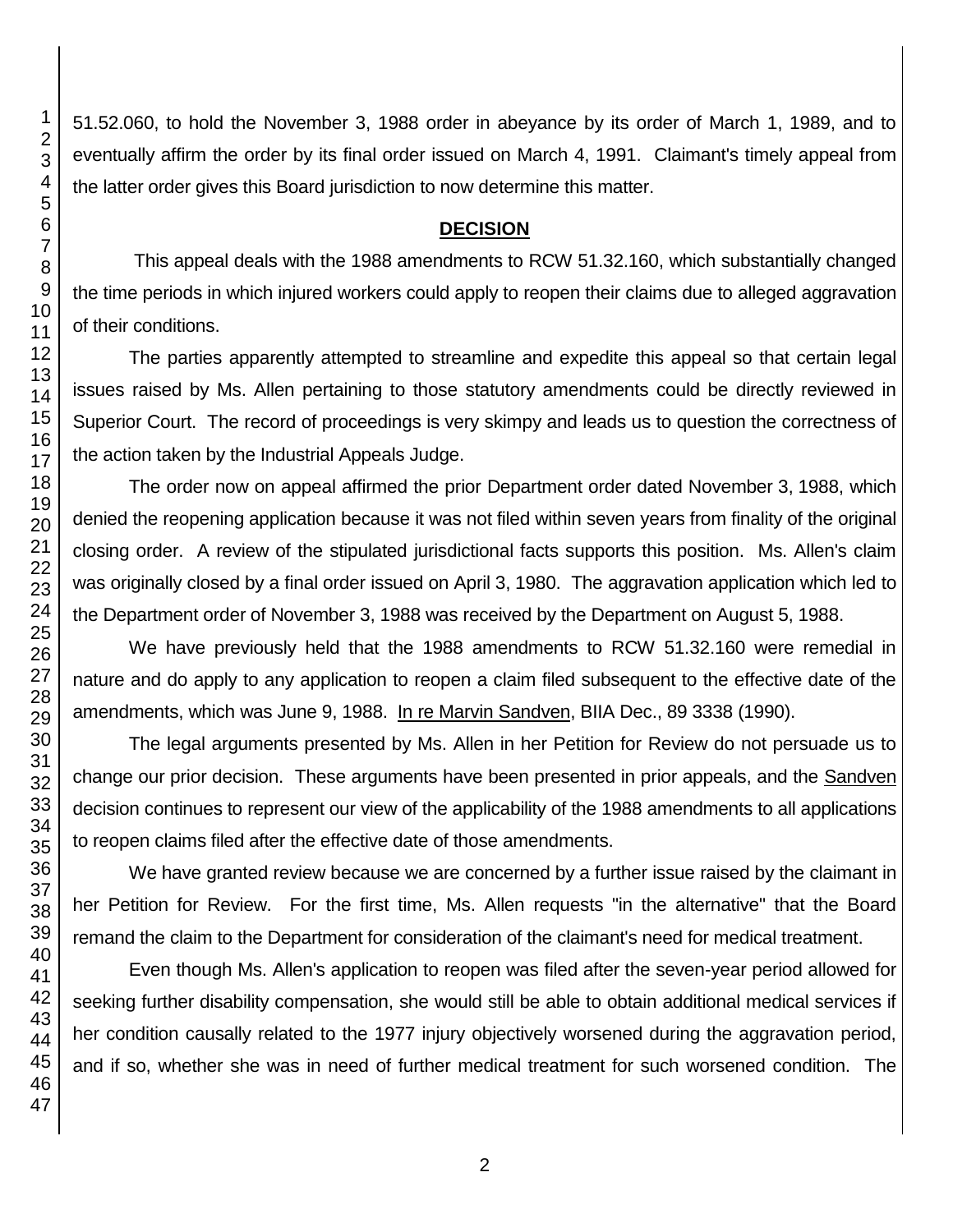51.52.060, to hold the November 3, 1988 order in abeyance by its order of March 1, 1989, and to eventually affirm the order by its final order issued on March 4, 1991. Claimant's timely appeal from the latter order gives this Board jurisdiction to now determine this matter.

## DECISION

This appeal deals with the 1988 amendments to RCW 51.32.160, which substantially changed the time periods in which injured workers could apply to reopen their claims due to alleged aggravation of their conditions.

The parties apparently attempted to streamline and expedite this appeal so that certain legal issues raised by Ms. Allen pertaining to those statutory amendments could be directly reviewed in Superior Court. The record of proceedings is very skimpy and leads us to question the correctness of the action taken by the Industrial Appeals Judge.

The order now on appeal affirmed the prior Department order dated November 3, 1988, which denied the reopening application because it was not filed within seven years from finality of the original closing order. A review of the stipulated jurisdictional facts supports this position. Ms. Allen's claim was originally closed by a final order issued on April 3, 1980. The aggravation application which led to the Department order of November 3, 1988 was received by the Department on August 5, 1988.

We have previously held that the 1988 amendments to RCW 51.32.160 were remedial in nature and do apply to any application to reopen a claim filed subsequent to the effective date of the amendments, which was June 9, 1988. In re Marvin Sandven, BIIA Dec., 89 3338 (1990).

The legal arguments presented by Ms. Allen in her Petition for Review do not persuade us to change our prior decision. These arguments have been presented in prior appeals, and the Sandven decision continues to represent our view of the applicability of the 1988 amendments to all applications to reopen claims filed after the effective date of those amendments.

We have granted review because we are concerned by a further issue raised by the claimant in her Petition for Review. For the first time, Ms. Allen requests "in the alternative" that the Board remand the claim to the Department for consideration of the claimant's need for medical treatment.

Even though Ms. Allen's application to reopen was filed after the seven-year period allowed for seeking further disability compensation, she would still be able to obtain additional medical services if her condition causally related to the 1977 injury objectively worsened during the aggravation period, and if so, whether she was in need of further medical treatment for such worsened condition. The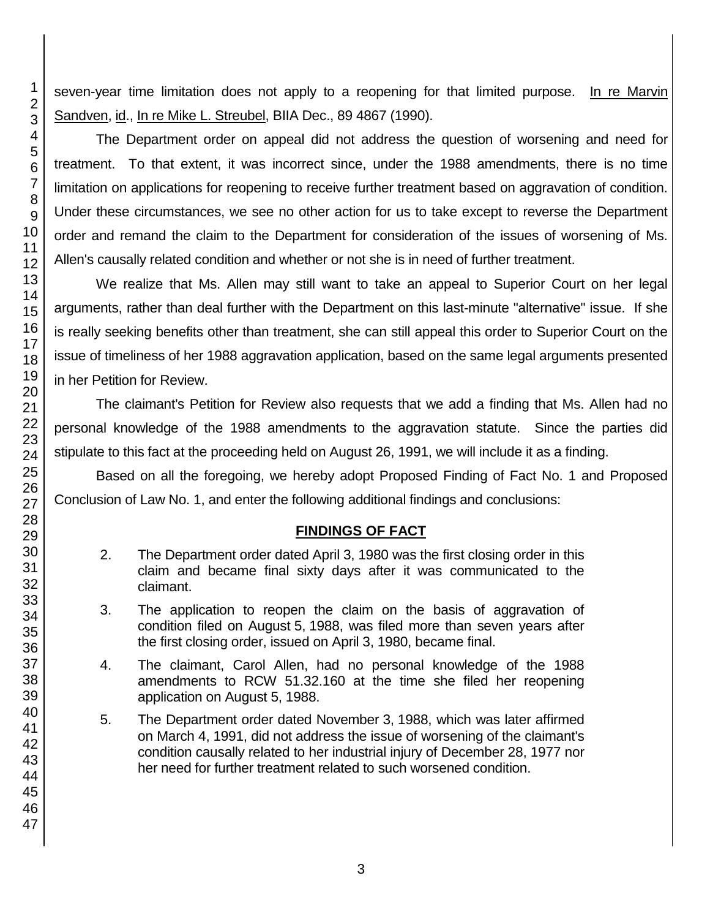seven-year time limitation does not apply to a reopening for that limited purpose. In re Marvin Sandven, id., In re Mike L. Streubel, BIIA Dec., 89 4867 (1990).

The Department order on appeal did not address the question of worsening and need for treatment. To that extent, it was incorrect since, under the 1988 amendments, there is no time limitation on applications for reopening to receive further treatment based on aggravation of condition. Under these circumstances, we see no other action for us to take except to reverse the Department order and remand the claim to the Department for consideration of the issues of worsening of Ms. Allen's causally related condition and whether or not she is in need of further treatment.

We realize that Ms. Allen may still want to take an appeal to Superior Court on her legal arguments, rather than deal further with the Department on this last-minute "alternative" issue. If she is really seeking benefits other than treatment, she can still appeal this order to Superior Court on the issue of timeliness of her 1988 aggravation application, based on the same legal arguments presented in her Petition for Review.

The claimant's Petition for Review also requests that we add a finding that Ms. Allen had no personal knowledge of the 1988 amendments to the aggravation statute. Since the parties did stipulate to this fact at the proceeding held on August 26, 1991, we will include it as a finding.

Based on all the foregoing, we hereby adopt Proposed Finding of Fact No. 1 and Proposed Conclusion of Law No. 1, and enter the following additional findings and conclusions:

## FINDINGS OF FACT

2. The Department order dated April 3, 1980 was the first closing order in this claim and became final sixty days after it was communicated to the claimant.

3. The application to reopen the claim on the basis of aggravation of condition filed on August 5, 1988, was filed more than seven years after the first closing order, issued on April 3, 1980, became final.

4. The claimant, Carol Allen, had no personal knowledge of the 1988 amendments to RCW 51.32.160 at the time she filed her reopening application on August 5, 1988.

5. The Department order dated November 3, 1988, which was later affirmed on March 4, 1991, did not address the issue of worsening of the claimant's condition causally related to her industrial injury of December 28, 1977 nor her need for further treatment related to such worsened condition.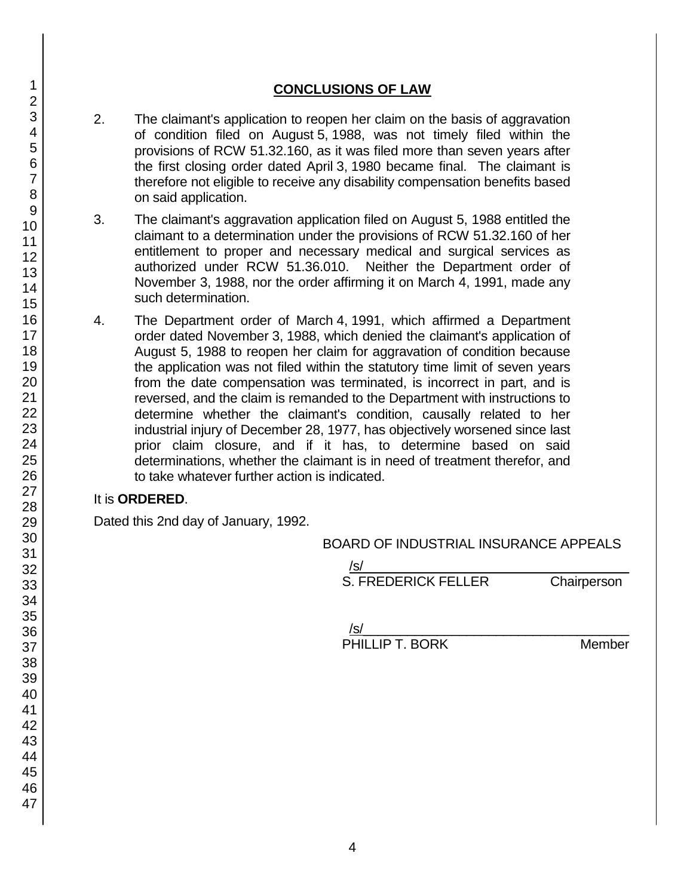## CONCLUSIONS OF LAW

2. The claimant's application to reopen her claim on the basis of aggravation of condition filed on August 5, 1988, was not timely filed within the provisions of RCW 51.32.160, as it was filed more than seven years after the first closing order dated April 3, 1980 became final. The claimant is therefore not eligible to receive any disability compensation benefits based on said application.

3. The claimant's aggravation application filed on August 5, 1988 entitled the claimant to a determination under the provisions of RCW 51.32.160 of her entitlement to proper and necessary medical and surgical services as authorized under RCW 51.36.010. Neither the Department order of November 3, 1988, nor the order affirming it on March 4, 1991, made any such determination.

4. The Department order of March 4, 1991, which affirmed a Department order dated November 3, 1988, which denied the claimant's application of August 5, 1988 to reopen her claim for aggravation of condition because the application was not filed within the statutory time limit of seven years from the date compensation was terminated, is incorrect in part, and is reversed, and the claim is remanded to the Department with instructions to determine whether the claimant's condition, causally related to her industrial injury of December 28, 1977, has objectively worsened since last prior claim closure, and if it has, to determine based on said determinations, whether the claimant is in need of treatment therefor, and to take whatever further action is indicated.

It is **ORDERED**.

Dated this 2nd day of January, 1992.

BOARD OF INDUSTRIAL INSURANCE APPEALS

/s/
S. FREDERICK FELLER Chairperson

/s/
PHILLIP T. BORK Member